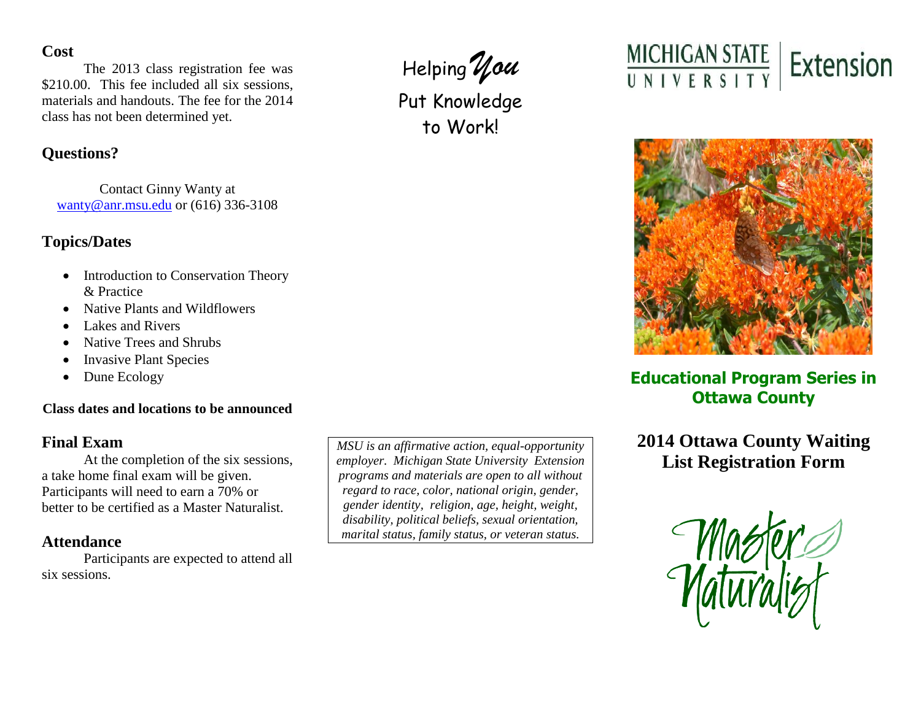## Cost

The 2013 class registration fee was $210.00. This fee included all six sessions, materials and handouts. The fee for the 2014 class has not been determined yet.

## Questions?

Contact Ginny Wanty at wanty@anr.msu.edu or (616) 336-3108

## Topics/Dates

- Introduction to Conservation Theory & Practice
- Native Plants and Wildflowers
- Lakes and Rivers
- Native Trees and Shrubs
- Invasive Plant Species
- Dune Ecology

**Class dates and locations to be announced**

## Final Exam

At the completion of the six sessions, a take home final exam will be given. Participants will need to earn a 70% or better to be certified as a Master Naturalist.

## Attendance

Participants are expected to attend all six sessions.

Helping *You* Put Knowledge to Work!

*MSU is an affirmative action, equal-opportunity employer. Michigan State University Extension programs and materials are open to all without regard to race, color, national origin, gender, gender identity, religion, age, height, weight, disability, political beliefs, sexual orientation, marital status, family status, or veteran status.*

MICHIGAN STATE UNIVERSITY Extension

**Educational Program Series in Ottawa County**

# 2014 Ottawa County Waiting List Registration Form

Master Naturalist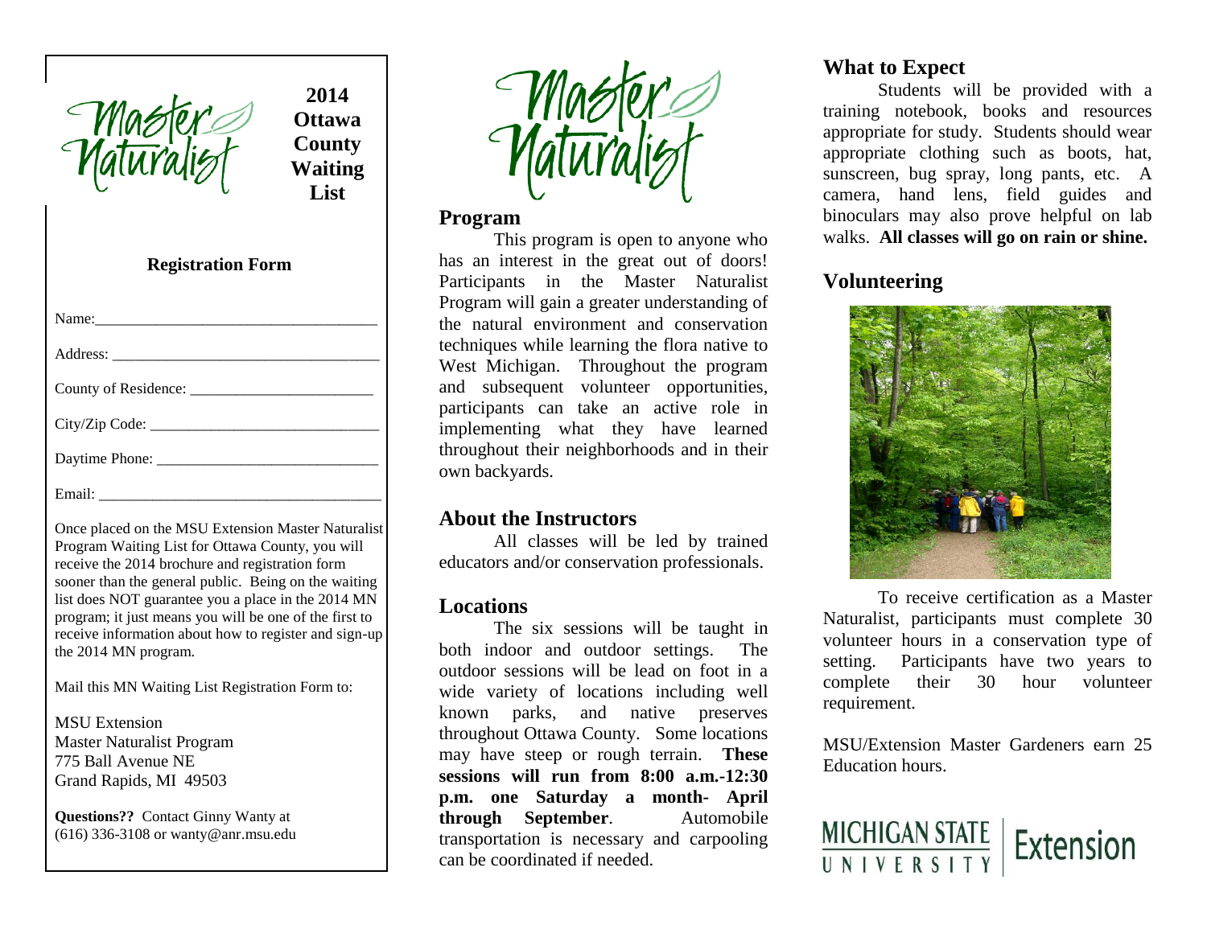Master Naturalist

**2014 Ottawa County Waiting List**

### Registration Form

Name:\_\_\_\_\_\_\_\_\_\_\_\_\_\_\_\_\_\_\_\_\_\_\_\_\_\_\_\_\_\_\_\_\_\_\_\_\_\_

Address: \_\_\_\_\_\_\_\_\_\_\_\_\_\_\_\_\_\_\_\_\_\_\_\_\_\_\_\_\_\_\_\_\_\_\_\_

County of Residence: \_\_\_\_\_\_\_\_\_\_\_\_\_\_\_\_\_\_\_\_\_\_\_\_\_

City/Zip Code: \_\_\_\_\_\_\_\_\_\_\_\_\_\_\_\_\_\_\_\_\_\_\_\_\_\_\_\_\_\_\_

Daytime Phone: \_\_\_\_\_\_\_\_\_\_\_\_\_\_\_\_\_\_\_\_\_\_\_\_\_\_\_\_\_\_

Email: \_\_\_\_\_\_\_\_\_\_\_\_\_\_\_\_\_\_\_\_\_\_\_\_\_\_\_\_\_\_\_\_\_\_\_\_\_\_

Once placed on the MSU Extension Master Naturalist Program Waiting List for Ottawa County, you will receive the 2014 brochure and registration form sooner than the general public. Being on the waiting list does NOT guarantee you a place in the 2014 MN program; it just means you will be one of the first to receive information about how to register and sign-up the 2014 MN program.

Mail this MN Waiting List Registration Form to:

MSU Extension
Master Naturalist Program
775 Ball Avenue NE
Grand Rapids, MI 49503

**Questions??** Contact Ginny Wanty at (616) 336-3108 or wanty@anr.msu.edu

Master Naturalist

## Program

This program is open to anyone who has an interest in the great out of doors! Participants in the Master Naturalist Program will gain a greater understanding of the natural environment and conservation techniques while learning the flora native to West Michigan. Throughout the program and subsequent volunteer opportunities, participants can take an active role in implementing what they have learned throughout their neighborhoods and in their own backyards.

## About the Instructors

All classes will be led by trained educators and/or conservation professionals.

## Locations

The six sessions will be taught in both indoor and outdoor settings. The outdoor sessions will be lead on foot in a wide variety of locations including well known parks, and native preserves throughout Ottawa County. Some locations may have steep or rough terrain. **These sessions will run from 8:00 a.m.-12:30 p.m. one Saturday a month- April through September**. Automobile transportation is necessary and carpooling can be coordinated if needed.

## What to Expect

Students will be provided with a training notebook, books and resources appropriate for study. Students should wear appropriate clothing such as boots, hat, sunscreen, bug spray, long pants, etc. A camera, hand lens, field guides and binoculars may also prove helpful on lab walks. **All classes will go on rain or shine.**

## Volunteering

To receive certification as a Master Naturalist, participants must complete 30 volunteer hours in a conservation type of setting. Participants have two years to complete their 30 hour volunteer requirement.

MSU/Extension Master Gardeners earn 25 Education hours.

MICHIGAN STATE UNIVERSITY | Extension